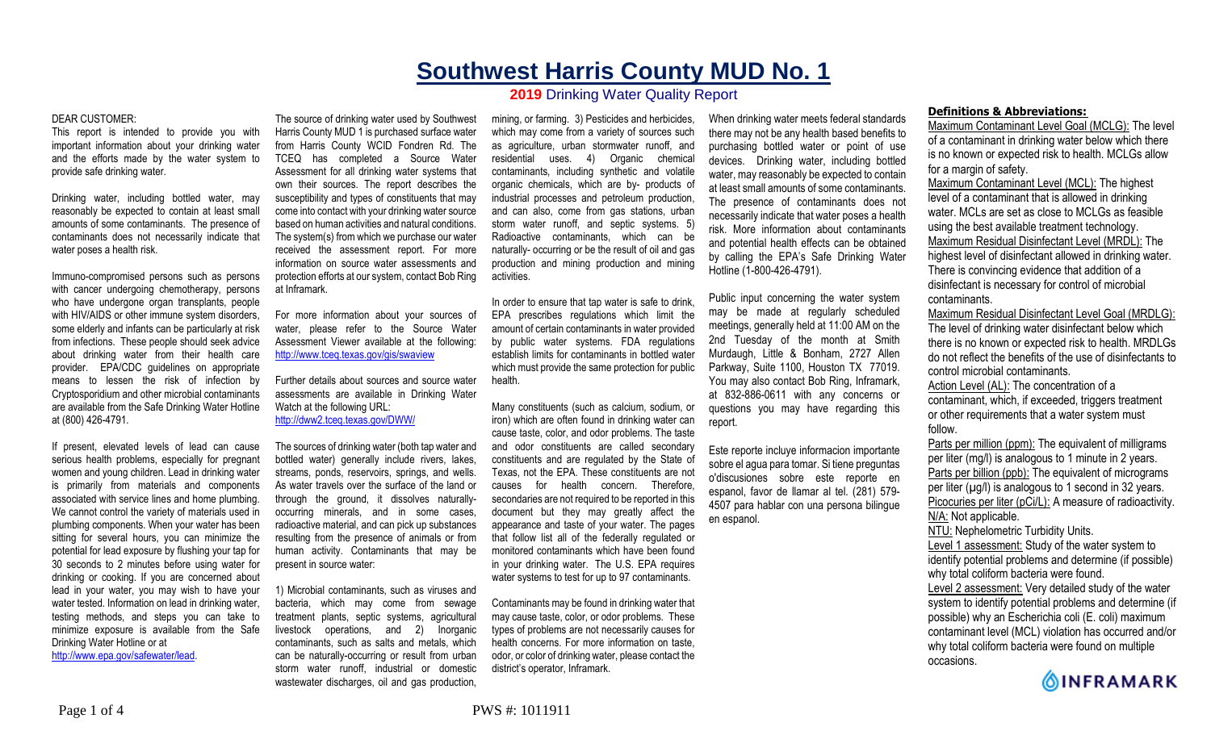# Southwest Harris County MUD No. 1

## 2019 Drinking Water Quality Report

DEAR CUSTOMER:

This report is intended to provide you with important information about your drinking water and the efforts made by the water system to provide safe drinking water.

Drinking water, including bottled water, may reasonably be expected to contain at least small amounts of some contaminants. The presence of contaminants does not necessarily indicate that water poses a health risk.

Immuno-compromised persons such as persons with cancer undergoing chemotherapy, persons who have undergone organ transplants, people with HIV/AIDS or other immune system disorders, some elderly and infants can be particularly at risk from infections. These people should seek advice about drinking water from their health care provider. EPA/CDC guidelines on appropriate means to lessen the risk of infection by Cryptosporidium and other microbial contaminants are available from the Safe Drinking Water Hotline at (800) 426-4791.

If present, elevated levels of lead can cause serious health problems, especially for pregnant women and young children. Lead in drinking water is primarily from materials and components associated with service lines and home plumbing. We cannot control the variety of materials used in plumbing components. When your water has been sitting for several hours, you can minimize the potential for lead exposure by flushing your tap for 30 seconds to 2 minutes before using water for drinking or cooking. If you are concerned about lead in your water, you may wish to have your water tested. Information on lead in drinking water, testing methods, and steps you can take to minimize exposure is available from the Safe Drinking Water Hotline or at http://www.epa.gov/safewater/lead.

The source of drinking water used by Southwest Harris County MUD 1 is purchased surface water from Harris County WCID Fondren Rd. The TCEQ has completed a Source Water Assessment for all drinking water systems that own their sources. The report describes the susceptibility and types of constituents that may come into contact with your drinking water source based on human activities and natural conditions. The system(s) from which we purchase our water received the assessment report. For more information on source water assessments and protection efforts at our system, contact Bob Ring at Inframark.

For more information about your sources of water, please refer to the Source Water Assessment Viewer available at the following: http://www.tceq.texas.gov/gis/swaview

Further details about sources and source water assessments are available in Drinking Water Watch at the following URL: http://dww2.tceq.texas.gov/DWW/

The sources of drinking water (both tap water and bottled water) generally include rivers, lakes, streams, ponds, reservoirs, springs, and wells. As water travels over the surface of the land or through the ground, it dissolves naturally-occurring minerals, and in some cases, radioactive material, and can pick up substances resulting from the presence of animals or from human activity. Contaminants that may be present in source water:

1) Microbial contaminants, such as viruses and bacteria, which may come from sewage treatment plants, septic systems, agricultural livestock operations, and 2) Inorganic contaminants, such as salts and metals, which can be naturally-occurring or result from urban storm water runoff, industrial or domestic wastewater discharges, oil and gas production, mining, or farming. 3) Pesticides and herbicides, which may come from a variety of sources such as agriculture, urban stormwater runoff, and residential uses. 4) Organic chemical contaminants, including synthetic and volatile organic chemicals, which are by- products of industrial processes and petroleum production, and can also, come from gas stations, urban storm water runoff, and septic systems. 5) Radioactive contaminants, which can be naturally- occurring or be the result of oil and gas production and mining production and mining activities.

In order to ensure that tap water is safe to drink, EPA prescribes regulations which limit the amount of certain contaminants in water provided by public water systems. FDA regulations establish limits for contaminants in bottled water which must provide the same protection for public health.

Many constituents (such as calcium, sodium, or iron) which are often found in drinking water can cause taste, color, and odor problems. The taste and odor constituents are called secondary constituents and are regulated by the State of Texas, not the EPA. These constituents are not causes for health concern. Therefore, secondaries are not required to be reported in this document but they may greatly affect the appearance and taste of your water. The pages that follow list all of the federally regulated or monitored contaminants which have been found in your drinking water. The U.S. EPA requires water systems to test for up to 97 contaminants.

Contaminants may be found in drinking water that may cause taste, color, or odor problems. These types of problems are not necessarily causes for health concerns. For more information on taste, odor, or color of drinking water, please contact the district's operator, Inframark.

When drinking water meets federal standards there may not be any health based benefits to purchasing bottled water or point of use devices. Drinking water, including bottled water, may reasonably be expected to contain at least small amounts of some contaminants. The presence of contaminants does not necessarily indicate that water poses a health risk. More information about contaminants and potential health effects can be obtained by calling the EPA's Safe Drinking Water Hotline (1-800-426-4791).

Public input concerning the water system may be made at regularly scheduled meetings, generally held at 11:00 AM on the 2nd Tuesday of the month at Smith Murdaugh, Little & Bonham, 2727 Allen Parkway, Suite 1100, Houston TX 77019. You may also contact Bob Ring, Inframark, at 832-886-0611 with any concerns or questions you may have regarding this report.

Este reporte incluye informacion importante sobre el agua para tomar. Si tiene preguntas o'discusiones sobre este reporte en espanol, favor de llamar al tel. (281) 579-4507 para hablar con una persona bilingue en espanol.

### Definitions & Abbreviations:

Maximum Contaminant Level Goal (MCLG): The level of a contaminant in drinking water below which there is no known or expected risk to health. MCLGs allow for a margin of safety.

Maximum Contaminant Level (MCL): The highest level of a contaminant that is allowed in drinking water. MCLs are set as close to MCLGs as feasible using the best available treatment technology.

Maximum Residual Disinfectant Level (MRDL): The highest level of disinfectant allowed in drinking water. There is convincing evidence that addition of a disinfectant is necessary for control of microbial contaminants.

Maximum Residual Disinfectant Level Goal (MRDLG): The level of drinking water disinfectant below which there is no known or expected risk to health. MRDLGs do not reflect the benefits of the use of disinfectants to control microbial contaminants.

Action Level (AL): The concentration of a contaminant, which, if exceeded, triggers treatment or other requirements that a water system must follow.

Parts per million (ppm): The equivalent of milligrams per liter (mg/l) is analogous to 1 minute in 2 years.

Parts per billion (ppb): The equivalent of micrograms per liter (µg/l) is analogous to 1 second in 32 years.

Picocuries per liter (pCi/L): A measure of radioactivity.

N/A: Not applicable.

NTU: Nephelometric Turbidity Units.

Level 1 assessment: Study of the water system to identify potential problems and determine (if possible) why total coliform bacteria were found.

Level 2 assessment: Very detailed study of the water system to identify potential problems and determine (if possible) why an Escherichia coli (E. coli) maximum contaminant level (MCL) violation has occurred and/or why total coliform bacteria were found on multiple occasions.

INFRAMARK

PWS #: 1011911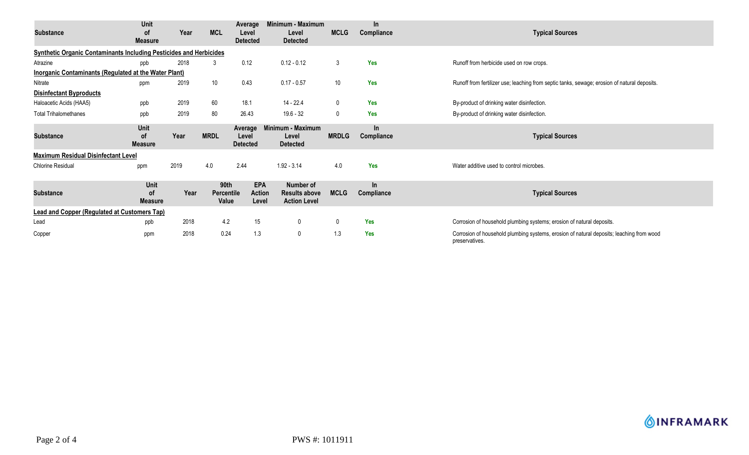| Substance | Unit of Measure | Year | MCL | Average Level Detected | Minimum - Maximum Level Detected | MCLG | In Compliance | Typical Sources |
|---|---|---|---|---|---|---|---|---|
| **Synthetic Organic Contaminants Including Pesticides and Herbicides** | | | | | | | | |
| Atrazine | ppb | 2018 | 3 | 0.12 | 0.12 - 0.12 | 3 | Yes | Runoff from herbicide used on row crops. |
| **Inorganic Contaminants (Regulated at the Water Plant)** | | | | | | | | |
| Nitrate | ppm | 2019 | 10 | 0.43 | 0.17 - 0.57 | 10 | Yes | Runoff from fertilizer use; leaching from septic tanks, sewage; erosion of natural deposits. |
| **Disinfectant Byproducts** | | | | | | | | |
| Haloacetic Acids (HAA5) | ppb | 2019 | 60 | 18.1 | 14 - 22.4 | 0 | Yes | By-product of drinking water disinfection. |
| Total Trihalomethanes | ppb | 2019 | 80 | 26.43 | 19.6 - 32 | 0 | Yes | By-product of drinking water disinfection. |

| Substance | Unit of Measure | Year | MRDL | Average Level Detected | Minimum - Maximum Level Detected | MRDLG | In Compliance | Typical Sources |
|---|---|---|---|---|---|---|---|---|
| **Maximum Residual Disinfectant Level** | | | | | | | | |
| Chlorine Residual | ppm | 2019 | 4.0 | 2.44 | 1.92 - 3.14 | 4.0 | Yes | Water additive used to control microbes. |

| Substance | Unit of Measure | Year | 90th Percentile Value | EPA Action Level | Number of Results above Action Level | MCLG | In Compliance | Typical Sources |
|---|---|---|---|---|---|---|---|---|
| **Lead and Copper (Regulated at Customers Tap)** | | | | | | | | |
| Lead | ppb | 2018 | 4.2 | 15 | 0 | 0 | Yes | Corrosion of household plumbing systems; erosion of natural deposits. |
| Copper | ppm | 2018 | 0.24 | 1.3 | 0 | 1.3 | Yes | Corrosion of household plumbing systems, erosion of natural deposits; leaching from wood preservatives. |

PWS #: 1011911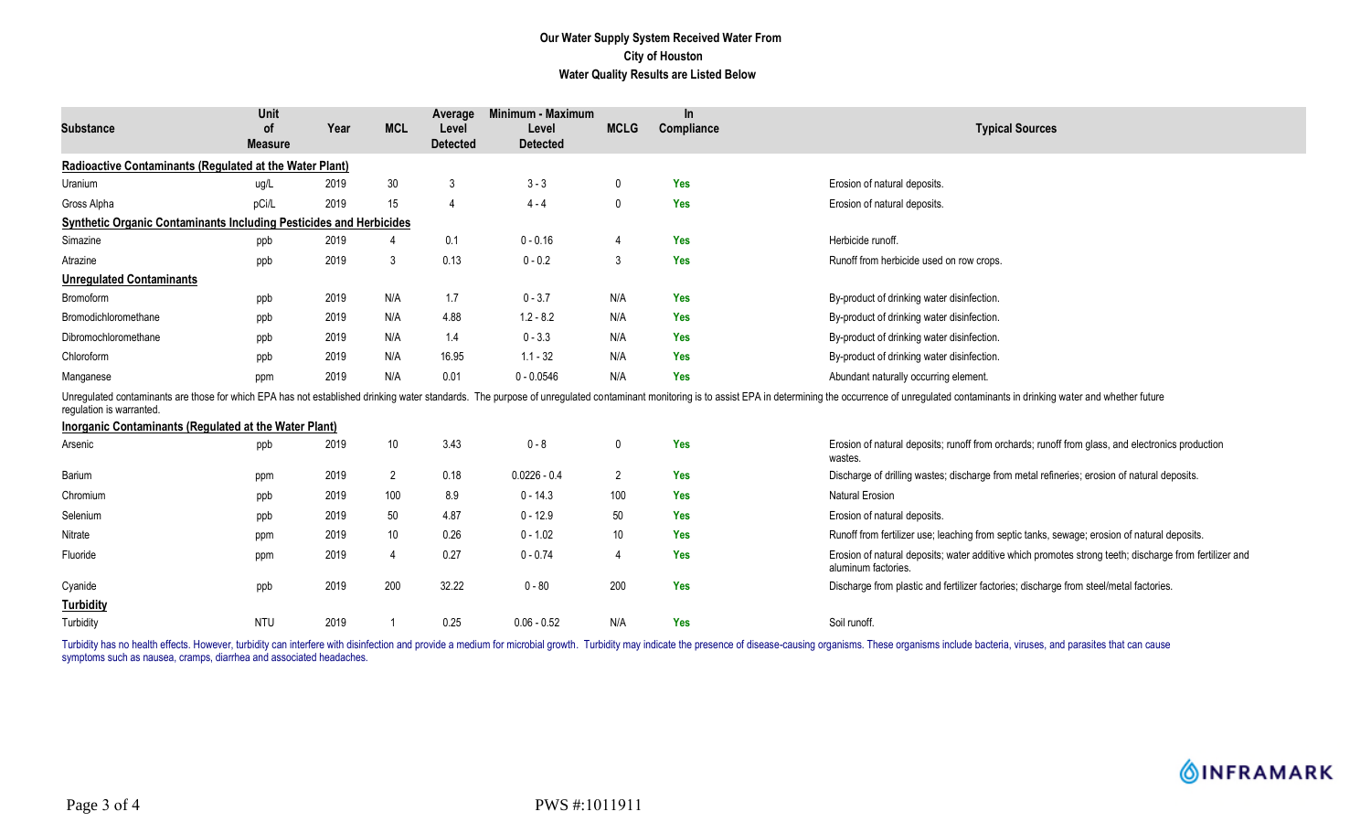**Our Water Supply System Received Water From**
**City of Houston**
**Water Quality Results are Listed Below**

| Substance | Unit of Measure | Year | MCL | Average Level Detected | Minimum - Maximum Level Detected | MCLG | In Compliance | Typical Sources |
|---|---|---|---|---|---|---|---|---|
| **Radioactive Contaminants (Regulated at the Water Plant)** | | | | | | | | |
| Uranium | ug/L | 2019 | 30 | 3 | 3 - 3 | 0 | Yes | Erosion of natural deposits. |
| Gross Alpha | pCi/L | 2019 | 15 | 4 | 4 - 4 | 0 | Yes | Erosion of natural deposits. |
| **Synthetic Organic Contaminants Including Pesticides and Herbicides** | | | | | | | | |
| Simazine | ppb | 2019 | 4 | 0.1 | 0 - 0.16 | 4 | Yes | Herbicide runoff. |
| Atrazine | ppb | 2019 | 3 | 0.13 | 0 - 0.2 | 3 | Yes | Runoff from herbicide used on row crops. |
| **Unregulated Contaminants** | | | | | | | | |
| Bromoform | ppb | 2019 | N/A | 1.7 | 0 - 3.7 | N/A | Yes | By-product of drinking water disinfection. |
| Bromodichloromethane | ppb | 2019 | N/A | 4.88 | 1.2 - 8.2 | N/A | Yes | By-product of drinking water disinfection. |
| Dibromochloromethane | ppb | 2019 | N/A | 1.4 | 0 - 3.3 | N/A | Yes | By-product of drinking water disinfection. |
| Chloroform | ppb | 2019 | N/A | 16.95 | 1.1 - 32 | N/A | Yes | By-product of drinking water disinfection. |
| Manganese | ppm | 2019 | N/A | 0.01 | 0 - 0.0546 | N/A | Yes | Abundant naturally occurring element. |

Unregulated contaminants are those for which EPA has not established drinking water standards. The purpose of unregulated contaminant monitoring is to assist EPA in determining the occurrence of unregulated contaminants in drinking water and whether future regulation is warranted.

| Substance | Unit of Measure | Year | MCL | Average Level Detected | Minimum - Maximum Level Detected | MCLG | In Compliance | Typical Sources |
|---|---|---|---|---|---|---|---|---|
| **Inorganic Contaminants (Regulated at the Water Plant)** | | | | | | | | |
| Arsenic | ppb | 2019 | 10 | 3.43 | 0 - 8 | 0 | Yes | Erosion of natural deposits; runoff from orchards; runoff from glass, and electronics production wastes. |
| Barium | ppm | 2019 | 2 | 0.18 | 0.0226 - 0.4 | 2 | Yes | Discharge of drilling wastes; discharge from metal refineries; erosion of natural deposits. |
| Chromium | ppb | 2019 | 100 | 8.9 | 0 - 14.3 | 100 | Yes | Natural Erosion |
| Selenium | ppb | 2019 | 50 | 4.87 | 0 - 12.9 | 50 | Yes | Erosion of natural deposits. |
| Nitrate | ppm | 2019 | 10 | 0.26 | 0 - 1.02 | 10 | Yes | Runoff from fertilizer use; leaching from septic tanks, sewage; erosion of natural deposits. |
| Fluoride | ppm | 2019 | 4 | 0.27 | 0 - 0.74 | 4 | Yes | Erosion of natural deposits; water additive which promotes strong teeth; discharge from fertilizer and aluminum factories. |
| Cyanide | ppb | 2019 | 200 | 32.22 | 0 - 80 | 200 | Yes | Discharge from plastic and fertilizer factories; discharge from steel/metal factories. |
| **Turbidity** | | | | | | | | |
| Turbidity | NTU | 2019 | 1 | 0.25 | 0.06 - 0.52 | N/A | Yes | Soil runoff. |

Turbidity has no health effects. However, turbidity can interfere with disinfection and provide a medium for microbial growth. Turbidity may indicate the presence of disease-causing organisms. These organisms include bacteria, viruses, and parasites that can cause symptoms such as nausea, cramps, diarrhea and associated headaches.

INFRAMARK

PWS #:1011911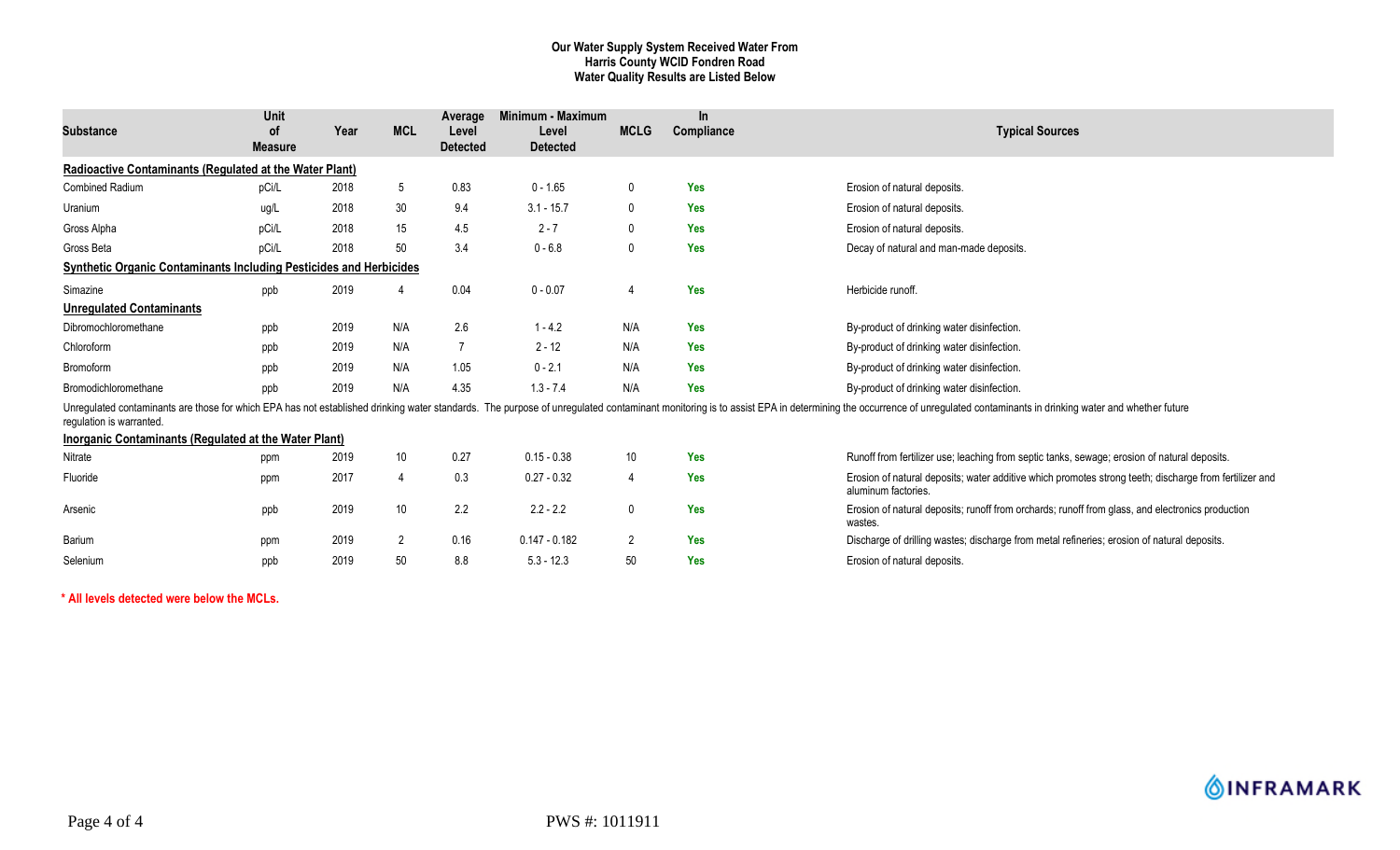**Our Water Supply System Received Water From**
**Harris County WCID Fondren Road**
**Water Quality Results are Listed Below**

| Substance | Unit of Measure | Year | MCL | Average Level Detected | Minimum - Maximum Level Detected | MCLG | In Compliance | Typical Sources |
|---|---|---|---|---|---|---|---|---|
| **Radioactive Contaminants (Regulated at the Water Plant)** | | | | | | | | |
| Combined Radium | pCi/L | 2018 | 5 | 0.83 | 0 - 1.65 | 0 | Yes | Erosion of natural deposits. |
| Uranium | ug/L | 2018 | 30 | 9.4 | 3.1 - 15.7 | 0 | Yes | Erosion of natural deposits. |
| Gross Alpha | pCi/L | 2018 | 15 | 4.5 | 2 - 7 | 0 | Yes | Erosion of natural deposits. |
| Gross Beta | pCi/L | 2018 | 50 | 3.4 | 0 - 6.8 | 0 | Yes | Decay of natural and man-made deposits. |
| **Synthetic Organic Contaminants Including Pesticides and Herbicides** | | | | | | | | |
| Simazine | ppb | 2019 | 4 | 0.04 | 0 - 0.07 | 4 | Yes | Herbicide runoff. |
| **Unregulated Contaminants** | | | | | | | | |
| Dibromochloromethane | ppb | 2019 | N/A | 2.6 | 1 - 4.2 | N/A | Yes | By-product of drinking water disinfection. |
| Chloroform | ppb | 2019 | N/A | 7 | 2 - 12 | N/A | Yes | By-product of drinking water disinfection. |
| Bromoform | ppb | 2019 | N/A | 1.05 | 0 - 2.1 | N/A | Yes | By-product of drinking water disinfection. |
| Bromodichloromethane | ppb | 2019 | N/A | 4.35 | 1.3 - 7.4 | N/A | Yes | By-product of drinking water disinfection. |
| Unregulated contaminants are those for which EPA has not established drinking water standards. The purpose of unregulated contaminant monitoring is to assist EPA in determining the occurrence of unregulated contaminants in drinking water and whether future regulation is warranted. | | | | | | | | |
| **Inorganic Contaminants (Regulated at the Water Plant)** | | | | | | | | |
| Nitrate | ppm | 2019 | 10 | 0.27 | 0.15 - 0.38 | 10 | Yes | Runoff from fertilizer use; leaching from septic tanks, sewage; erosion of natural deposits. |
| Fluoride | ppm | 2017 | 4 | 0.3 | 0.27 - 0.32 | 4 | Yes | Erosion of natural deposits; water additive which promotes strong teeth; discharge from fertilizer and aluminum factories. |
| Arsenic | ppb | 2019 | 10 | 2.2 | 2.2 - 2.2 | 0 | Yes | Erosion of natural deposits; runoff from orchards; runoff from glass, and electronics production wastes. |
| Barium | ppm | 2019 | 2 | 0.16 | 0.147 - 0.182 | 2 | Yes | Discharge of drilling wastes; discharge from metal refineries; erosion of natural deposits. |
| Selenium | ppb | 2019 | 50 | 8.8 | 5.3 - 12.3 | 50 | Yes | Erosion of natural deposits. |

**\* All levels detected were below the MCLs.**

PWS #: 1011911